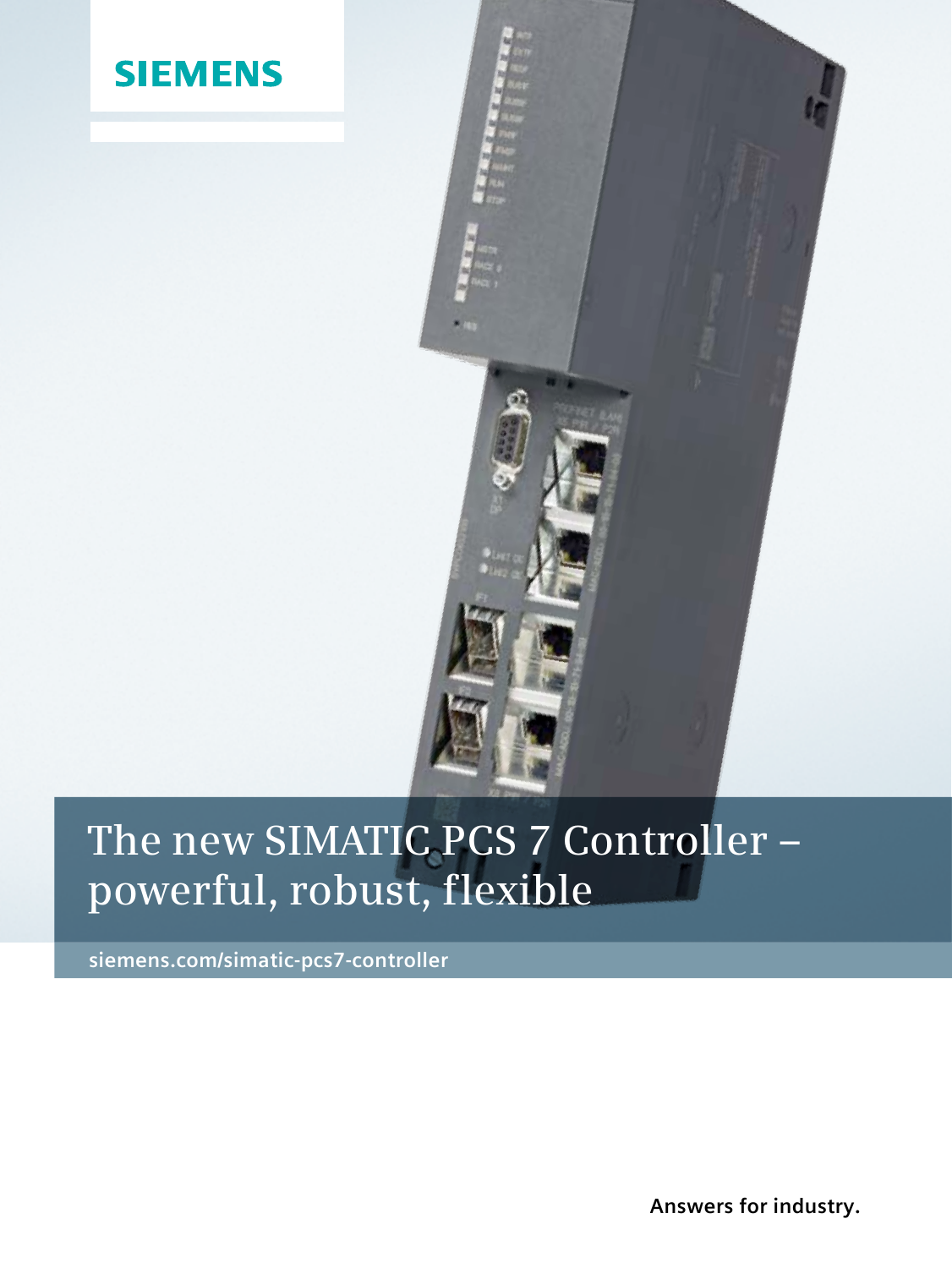SIEMENS

# The new SIMATIC PCS 7 Controller – powerful, robust, flexible

siemens.com/simatic-pcs7-controller

**Answers for industry.**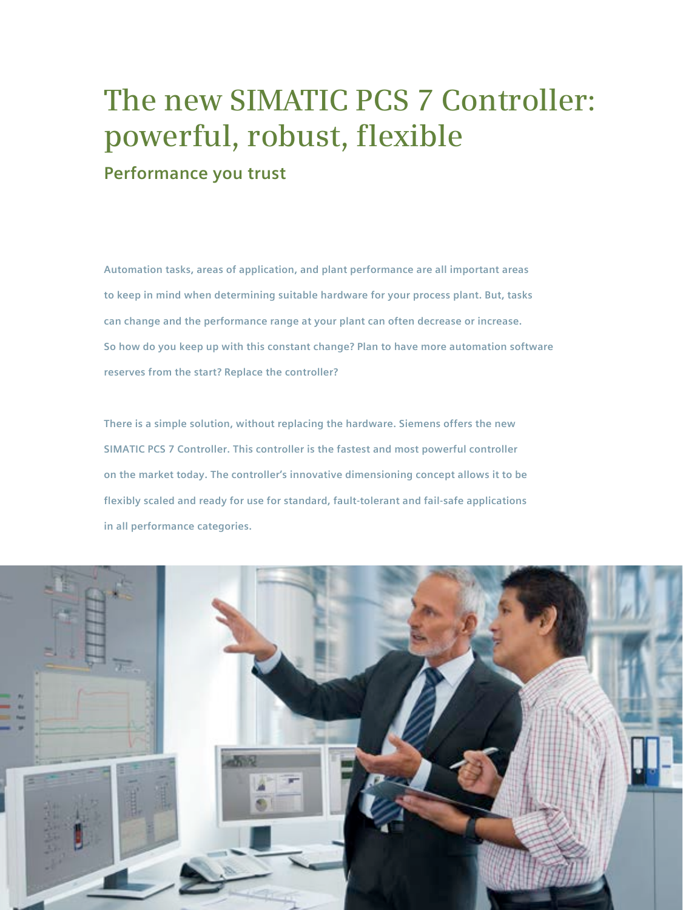# The new SIMATIC PCS 7 Controller: powerful, robust, flexible

## Performance you trust

**Automation tasks, areas of application, and plant performance are all important areas to keep in mind when determining suitable hardware for your process plant. But, tasks can change and the performance range at your plant can often decrease or increase. So how do you keep up with this constant change? Plan to have more automation software reserves from the start? Replace the controller?**

**There is a simple solution, without replacing the hardware. Siemens offers the new SIMATIC PCS 7 Controller. This controller is the fastest and most powerful controller on the market today. The controller's innovative dimensioning concept allows it to be flexibly scaled and ready for use for standard, fault-tolerant and fail-safe applications in all performance categories.**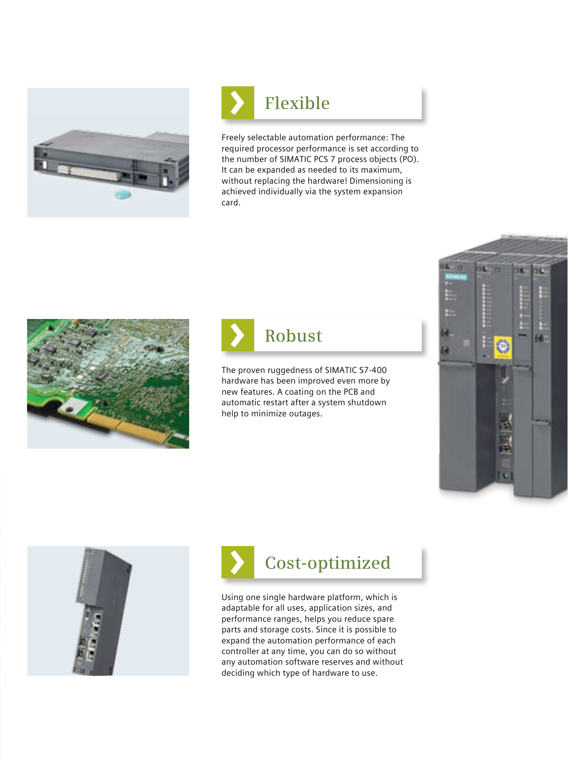## Flexible

Freely selectable automation performance: The required processor performance is set according to the number of SIMATIC PCS 7 process objects (PO). It can be expanded as needed to its maximum, without replacing the hardware! Dimensioning is achieved individually via the system expansion card.

## Robust

The proven ruggedness of SIMATIC S7-400 hardware has been improved even more by new features. A coating on the PCB and automatic restart after a system shutdown help to minimize outages.

## Cost-optimized

Using one single hardware platform, which is adaptable for all uses, application sizes, and performance ranges, helps you reduce spare parts and storage costs. Since it is possible to expand the automation performance of each controller at any time, you can do so without any automation software reserves and without deciding which type of hardware to use.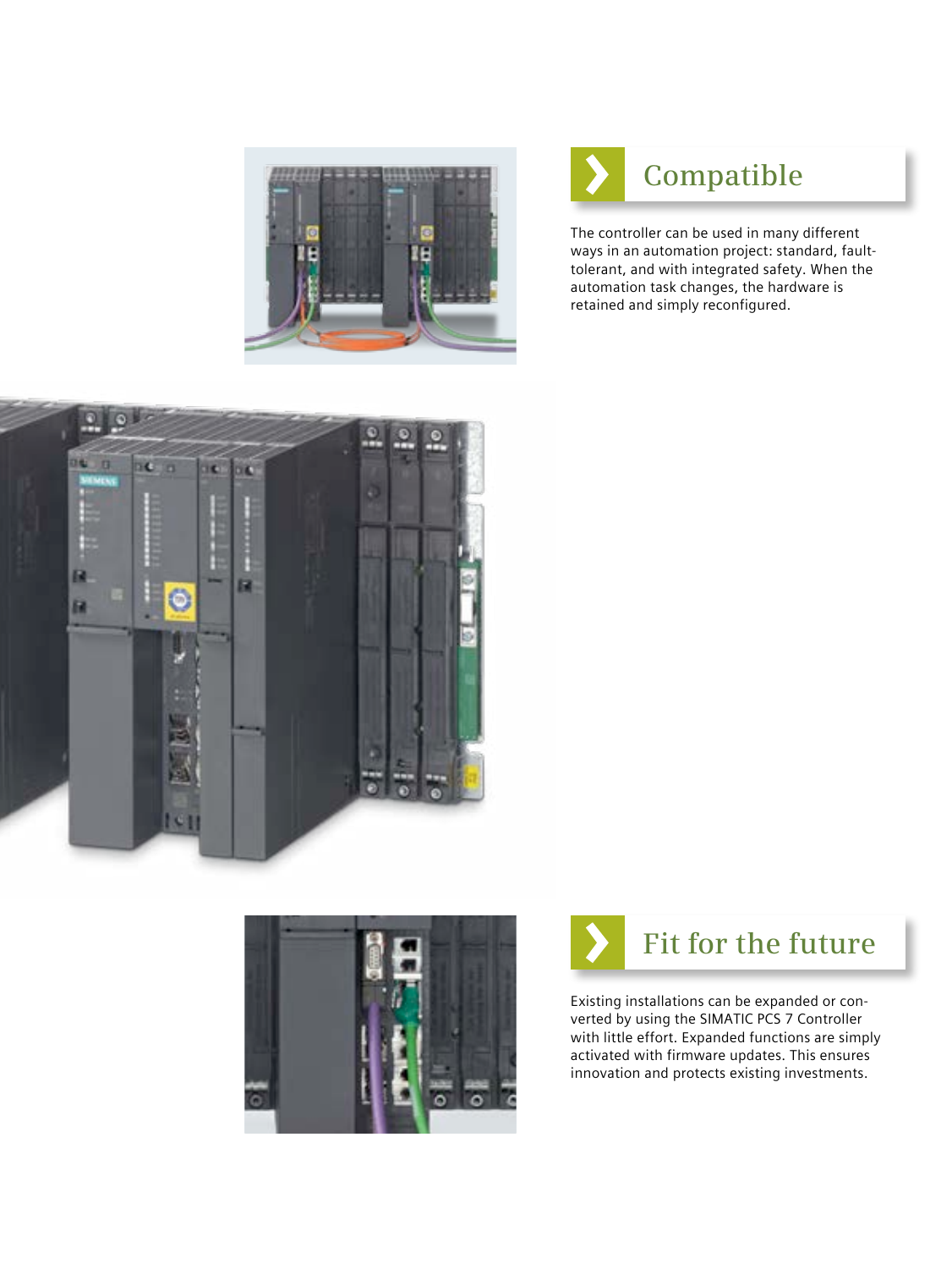## Compatible

The controller can be used in many different ways in an automation project: standard, fault-tolerant, and with integrated safety. When the automation task changes, the hardware is retained and simply reconfigured.

## Fit for the future

Existing installations can be expanded or converted by using the SIMATIC PCS 7 Controller with little effort. Expanded functions are simply activated with firmware updates. This ensures innovation and protects existing investments.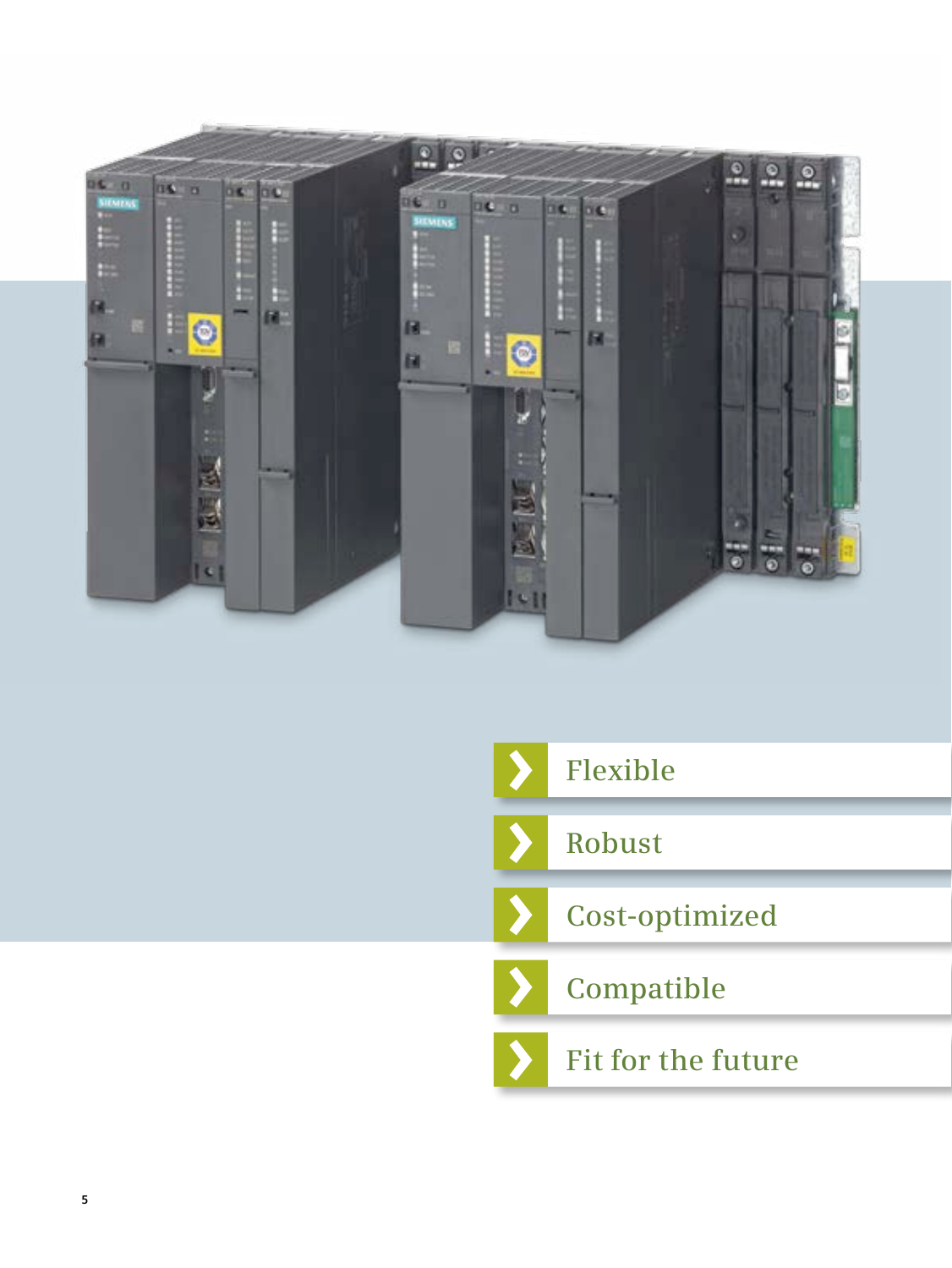- Flexible
- Robust
- Cost-optimized
- Compatible
- Fit for the future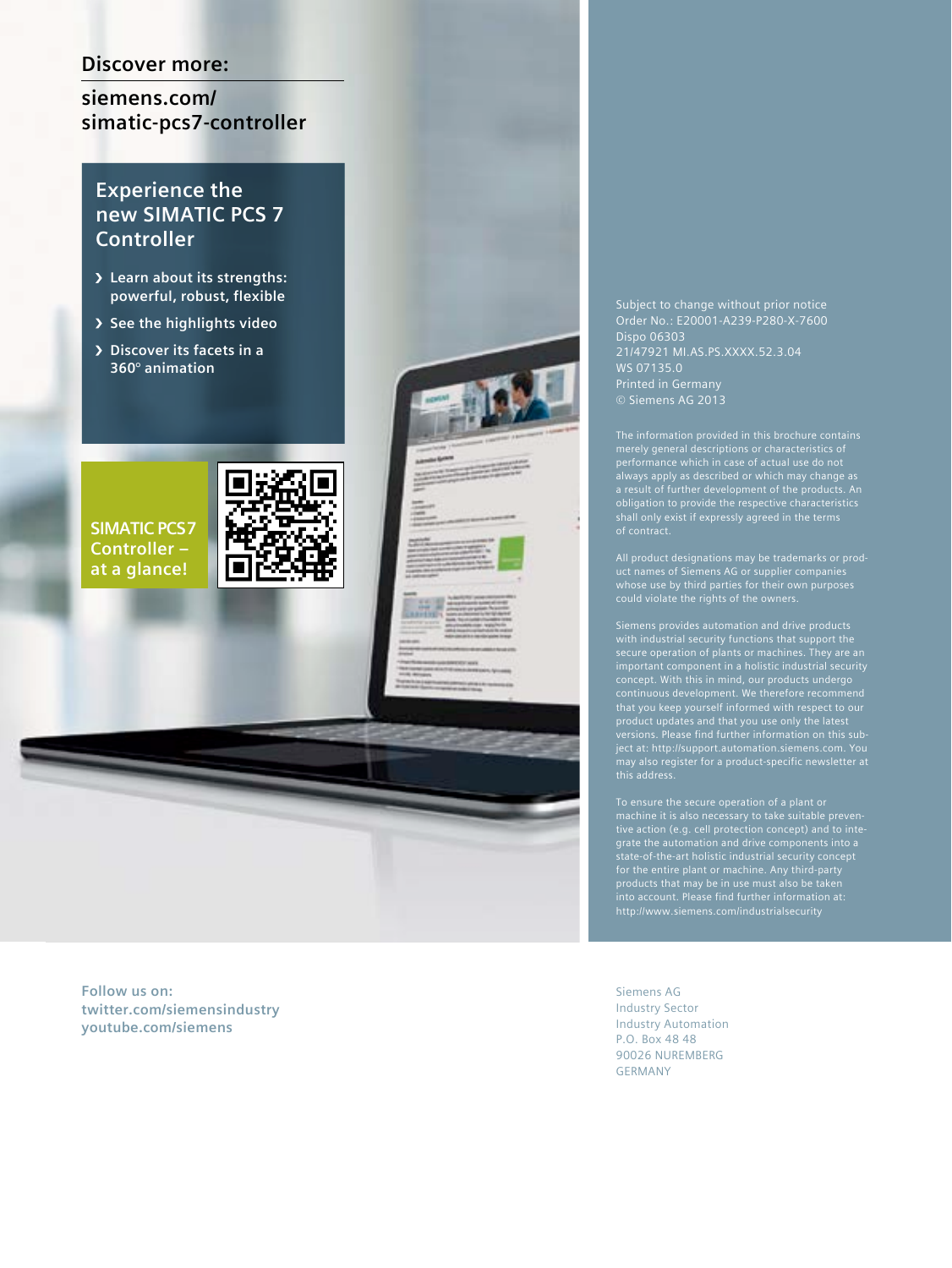## Discover more:

**siemens.com/ simatic-pcs7-controller**

### Experience the new SIMATIC PCS 7 Controller

- Learn about its strengths: powerful, robust, flexible
- See the highlights video
- Discover its facets in a 360° animation

**SIMATIC PCS 7 Controller – at a glance!**

Subject to change without prior notice
Order No.: E20001-A239-P280-X-7600
Dispo 06303
21/47921 MI.AS.PS.XXXX.52.3.04
WS 07135.0
Printed in Germany
© Siemens AG 2013

The information provided in this brochure contains merely general descriptions or characteristics of performance which in case of actual use do not always apply as described or which may change as a result of further development of the products. An obligation to provide the respective characteristics shall only exist if expressly agreed in the terms of contract.

All product designations may be trademarks or product names of Siemens AG or supplier companies whose use by third parties for their own purposes could violate the rights of the owners.

Siemens provides automation and drive products with industrial security functions that support the secure operation of plants or machines. They are an important component in a holistic industrial security concept. With this in mind, our products undergo continuous development. We therefore recommend that you keep yourself informed with respect to our product updates and that you use only the latest versions. Please find further information on this subject at: http://support.automation.siemens.com. You may also register for a product-specific newsletter at this address.

To ensure the secure operation of a plant or machine it is also necessary to take suitable preventive action (e.g. cell protection concept) and to integrate the automation and drive components into a state-of-the-art holistic industrial security concept for the entire plant or machine. Any third-party products that may be in use must also be taken into account. Please find further information at: http://www.siemens.com/industrialsecurity

Follow us on:
twitter.com/siemensindustry
youtube.com/siemens

Siemens AG
Industry Sector
Industry Automation
P.O. Box 48 48
90026 NUREMBERG
GERMANY